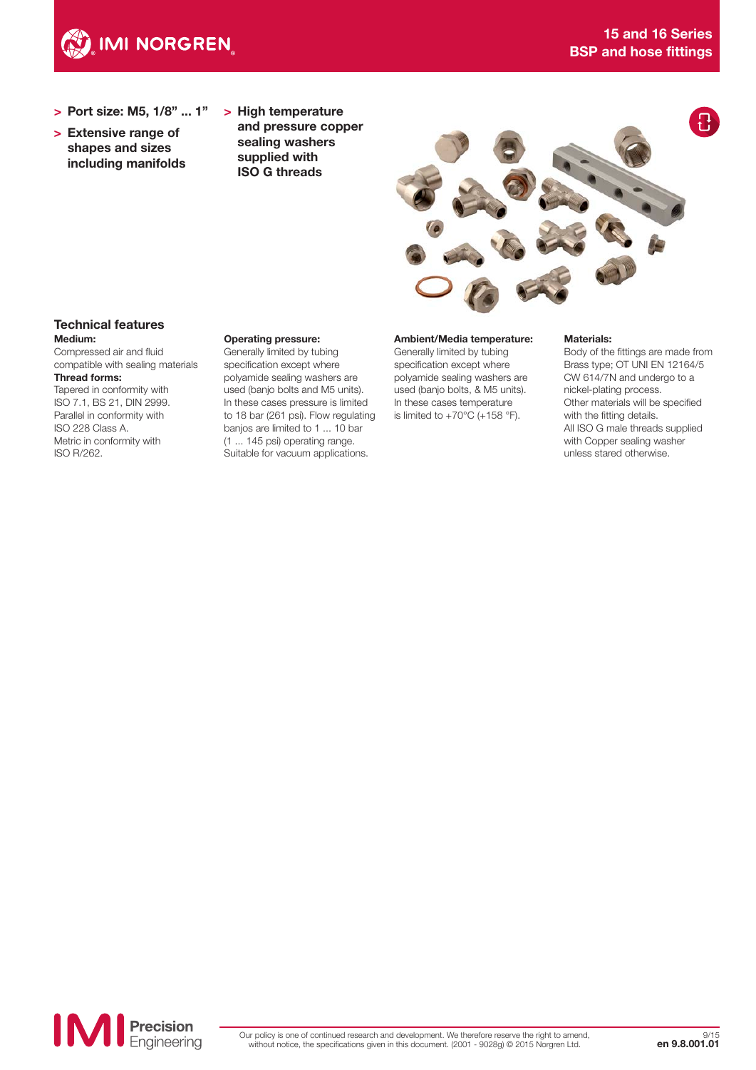# 15 and 16 Series
## BSP and hose fittings

- > **Port size: M5, 1/8" ... 1"**
- > **Extensive range of shapes and sizes including manifolds**
- > **High temperature and pressure copper sealing washers supplied with ISO G threads**

### Technical features

**Medium:**
Compressed air and fluid compatible with sealing materials

**Thread forms:**
Tapered in conformity with ISO 7.1, BS 21, DIN 2999.
Parallel in conformity with ISO 228 Class A.
Metric in conformity with ISO R/262.

**Operating pressure:**
Generally limited by tubing specification except where polyamide sealing washers are used (banjo bolts and M5 units). In these cases pressure is limited to 18 bar (261 psi). Flow regulating banjos are limited to 1 ... 10 bar (1 ... 145 psi) operating range.
Suitable for vacuum applications.

**Ambient/Media temperature:**
Generally limited by tubing specification except where polyamide sealing washers are used (banjo bolts, & M5 units).
In these cases temperature is limited to +70°C (+158 °F).

**Materials:**
Body of the fittings are made from Brass type; OT UNI EN 12164/5 CW 614/7N and undergo to a nickel-plating process.
Other materials will be specified with the fitting details.
All ISO G male threads supplied with Copper sealing washer unless stared otherwise.

Our policy is one of continued research and development. We therefore reserve the right to amend, without notice, the specifications given in this document. (2001 - 9028g) © 2015 Norgren Ltd.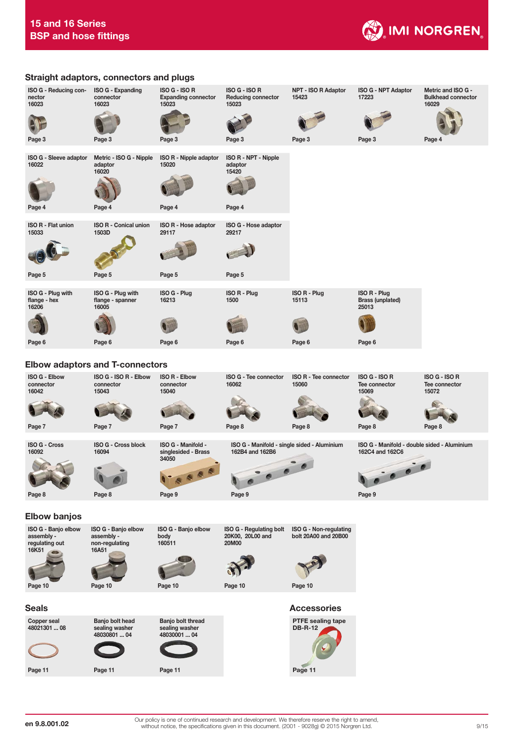## Straight adaptors, connectors and plugs

| ISO G - Reducing connector 16023 | ISO G - Expanding connector 16023 | ISO G - ISO R Expanding connector 15023 | ISO G - ISO R Reducing connector 15023 | NPT - ISO R Adaptor 15423 | ISO G - NPT Adaptor 17223 | Metric and ISO G - Bulkhead connector 16029 |
|---|---|---|---|---|---|---|
| Page 3 | Page 3 | Page 3 | Page 3 | Page 3 | Page 3 | Page 4 |

| ISO G - Sleeve adaptor 16022 | Metric - ISO G - Nipple adaptor 16020 | ISO R - Nipple adaptor 15020 | ISO R - NPT - Nipple adaptor 15420 |
|---|---|---|---|
| Page 4 | Page 4 | Page 4 | Page 4 |

| ISO R - Flat union 15033 | ISO R - Conical union 1503D | ISO R - Hose adaptor 29117 | ISO G - Hose adaptor 29217 |
|---|---|---|---|
| Page 5 | Page 5 | Page 5 | Page 5 |

| ISO G - Plug with flange - hex 16206 | ISO G - Plug with flange - spanner 16005 | ISO G - Plug 16213 | ISO R - Plug 1500 | ISO R - Plug 15113 | ISO R - Plug Brass (unplated) 25013 |
|---|---|---|---|---|---|
| Page 6 | Page 6 | Page 6 | Page 6 | Page 6 | Page 6 |

## Elbow adaptors and T-connectors

| ISO G - Elbow connector 16042 | ISO G - ISO R - Elbow connector 15043 | ISO R - Elbow connector 15040 | ISO G - Tee connector 16062 | ISO R - Tee connector 15060 | ISO G - ISO R Tee connector 15069 | ISO G - ISO R Tee connector 15072 |
|---|---|---|---|---|---|---|
| Page 7 | Page 7 | Page 7 | Page 8 | Page 8 | Page 8 | Page 8 |

| ISO G - Cross 16092 | ISO G - Cross block 16094 | ISO G - Manifold - singlesided - Brass 34050 | ISO G - Manifold - single sided - Aluminium 162B4 and 162B6 | ISO G - Manifold - double sided - Aluminium 162C4 and 162C6 |
|---|---|---|---|---|
| Page 8 | Page 8 | Page 9 | Page 9 | Page 9 |

## Elbow banjos

| ISO G - Banjo elbow assembly - regulating out 16K51 | ISO G - Banjo elbow assembly - non-regulating 16A51 | ISO G - Banjo elbow body 160511 | ISO G - Regulating bolt 20K00, 20L00 and 20M00 | ISO G - Non-regulating bolt 20A00 and 20B00 |
|---|---|---|---|---|
| Page 10 | Page 10 | Page 10 | Page 10 | Page 10 |

## Seals

| Copper seal 48021301 ... 08 | Banjo bolt head sealing washer 48030801 ... 04 | Banjo bolt thread sealing washer 48030001 ... 04 |
|---|---|---|
| Page 11 | Page 11 | Page 11 |

## Accessories

| PTFE sealing tape DB-R-12 |
|---|
| Page 11 |

en 9.8.001.02

Our policy is one of continued research and development. We therefore reserve the right to amend, without notice, the specifications given in this document. (2001 - 9028g) © 2015 Norgren Ltd.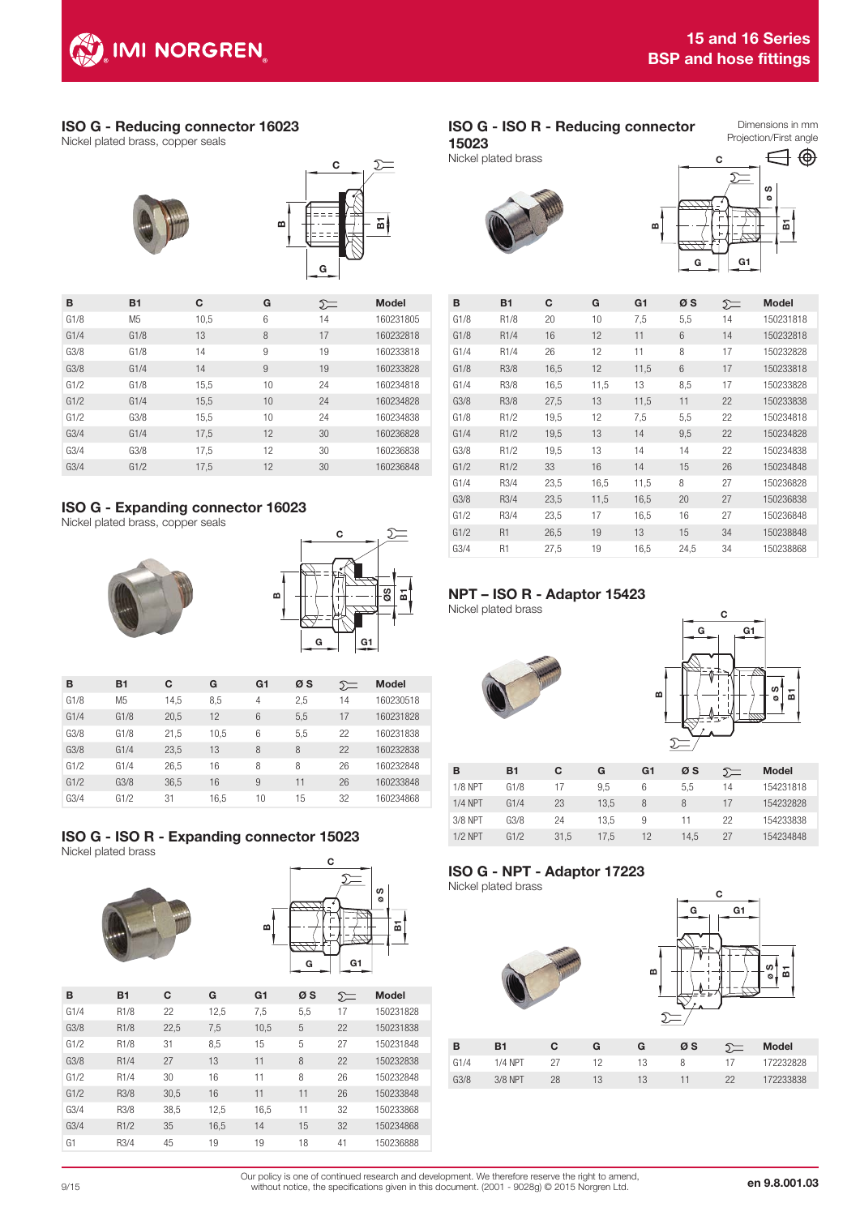## ISO G - Reducing connector 16023

Nickel plated brass, copper seals

| B | B1 | C | G | ⌴ | Model |
|---|---|---|---|---|---|
| G1/8 | M5 | 10,5 | 6 | 14 | 160231805 |
| G1/4 | G1/8 | 13 | 8 | 17 | 160232818 |
| G3/8 | G1/8 | 14 | 9 | 19 | 160233818 |
| G3/8 | G1/4 | 14 | 9 | 19 | 160233828 |
| G1/2 | G1/8 | 15,5 | 10 | 24 | 160234818 |
| G1/2 | G1/4 | 15,5 | 10 | 24 | 160234828 |
| G1/2 | G3/8 | 15,5 | 10 | 24 | 160234838 |
| G3/4 | G1/4 | 17,5 | 12 | 30 | 160236828 |
| G3/4 | G3/8 | 17,5 | 12 | 30 | 160236838 |
| G3/4 | G1/2 | 17,5 | 12 | 30 | 160236848 |

## ISO G - Expanding connector 16023

Nickel plated brass, copper seals

| B | B1 | C | G | G1 | Ø S | ⌴ | Model |
|---|---|---|---|---|---|---|---|
| G1/8 | M5 | 14,5 | 8,5 | 4 | 2,5 | 14 | 160230518 |
| G1/4 | G1/8 | 20,5 | 12 | 6 | 5,5 | 17 | 160231828 |
| G3/8 | G1/8 | 21,5 | 10,5 | 6 | 5,5 | 22 | 160231838 |
| G3/8 | G1/4 | 23,5 | 13 | 8 | 8 | 22 | 160232838 |
| G1/2 | G1/4 | 26,5 | 16 | 8 | 8 | 26 | 160232848 |
| G1/2 | G3/8 | 36,5 | 16 | 9 | 11 | 26 | 160233848 |
| G3/4 | G1/2 | 31 | 16,5 | 10 | 15 | 32 | 160234868 |

## ISO G - ISO R - Expanding connector 15023

Nickel plated brass

| B | B1 | C | G | G1 | Ø S | ⌴ | Model |
|---|---|---|---|---|---|---|---|
| G1/4 | R1/8 | 22 | 12,5 | 7,5 | 5,5 | 17 | 150231828 |
| G3/8 | R1/8 | 22,5 | 7,5 | 10,5 | 5 | 22 | 150231838 |
| G1/2 | R1/8 | 31 | 8,5 | 15 | 5 | 27 | 150231848 |
| G3/8 | R1/4 | 27 | 13 | 11 | 8 | 22 | 150232838 |
| G1/2 | R1/4 | 30 | 16 | 11 | 8 | 26 | 150232848 |
| G1/2 | R3/8 | 30,5 | 16 | 11 | 11 | 26 | 150233848 |
| G3/4 | R3/8 | 38,5 | 12,5 | 16,5 | 11 | 32 | 150233868 |
| G3/4 | R1/2 | 35 | 16,5 | 14 | 15 | 32 | 150234868 |
| G1 | R3/4 | 45 | 19 | 19 | 18 | 41 | 150236888 |

## ISO G - ISO R - Reducing connector 15023

Nickel plated brass

Dimensions in mm
Projection/First angle

| B | B1 | C | G | G1 | Ø S | ⌴ | Model |
|---|---|---|---|---|---|---|---|
| G1/8 | R1/8 | 20 | 10 | 7,5 | 5,5 | 14 | 150231818 |
| G1/8 | R1/4 | 16 | 12 | 11 | 6 | 14 | 150232818 |
| G1/4 | R1/4 | 26 | 12 | 11 | 8 | 17 | 150232828 |
| G1/8 | R3/8 | 16,5 | 12 | 11,5 | 6 | 17 | 150233818 |
| G1/4 | R3/8 | 16,5 | 11,5 | 13 | 8,5 | 17 | 150233828 |
| G3/8 | R3/8 | 27,5 | 13 | 11,5 | 11 | 22 | 150233838 |
| G1/8 | R1/2 | 19,5 | 12 | 7,5 | 5,5 | 22 | 150234818 |
| G1/4 | R1/2 | 19,5 | 13 | 14 | 9,5 | 22 | 150234828 |
| G3/8 | R1/2 | 19,5 | 13 | 14 | 14 | 22 | 150234838 |
| G1/2 | R1/2 | 33 | 16 | 14 | 15 | 26 | 150234848 |
| G1/4 | R3/4 | 23,5 | 16,5 | 11,5 | 8 | 27 | 150236828 |
| G3/8 | R3/4 | 23,5 | 11,5 | 16,5 | 20 | 27 | 150236838 |
| G1/2 | R3/4 | 23,5 | 17 | 16,5 | 16 | 27 | 150236848 |
| G1/2 | R1 | 26,5 | 19 | 13 | 15 | 34 | 150238848 |
| G3/4 | R1 | 27,5 | 19 | 16,5 | 24,5 | 34 | 150238868 |

## NPT – ISO R - Adaptor 15423

Nickel plated brass

| B | B1 | C | G | G1 | Ø S | ⌴ | Model |
|---|---|---|---|---|---|---|---|
| 1/8 NPT | G1/8 | 17 | 9,5 | 6 | 5,5 | 14 | 154231818 |
| 1/4 NPT | G1/4 | 23 | 13,5 | 8 | 8 | 17 | 154232828 |
| 3/8 NPT | G3/8 | 24 | 13,5 | 9 | 11 | 22 | 154233838 |
| 1/2 NPT | G1/2 | 31,5 | 17,5 | 12 | 14,5 | 27 | 154234848 |

## ISO G - NPT - Adaptor 17223

Nickel plated brass

| B | B1 | C | G | G | Ø S | ⌴ | Model |
|---|---|---|---|---|---|---|---|
| G1/4 | 1/4 NPT | 27 | 12 | 13 | 8 | 17 | 172232828 |
| G3/8 | 3/8 NPT | 28 | 13 | 13 | 11 | 22 | 172233838 |

Our policy is one of continued research and development. We therefore reserve the right to amend, without notice, the specifications given in this document. (2001 - 9028g) © 2015 Norgren Ltd.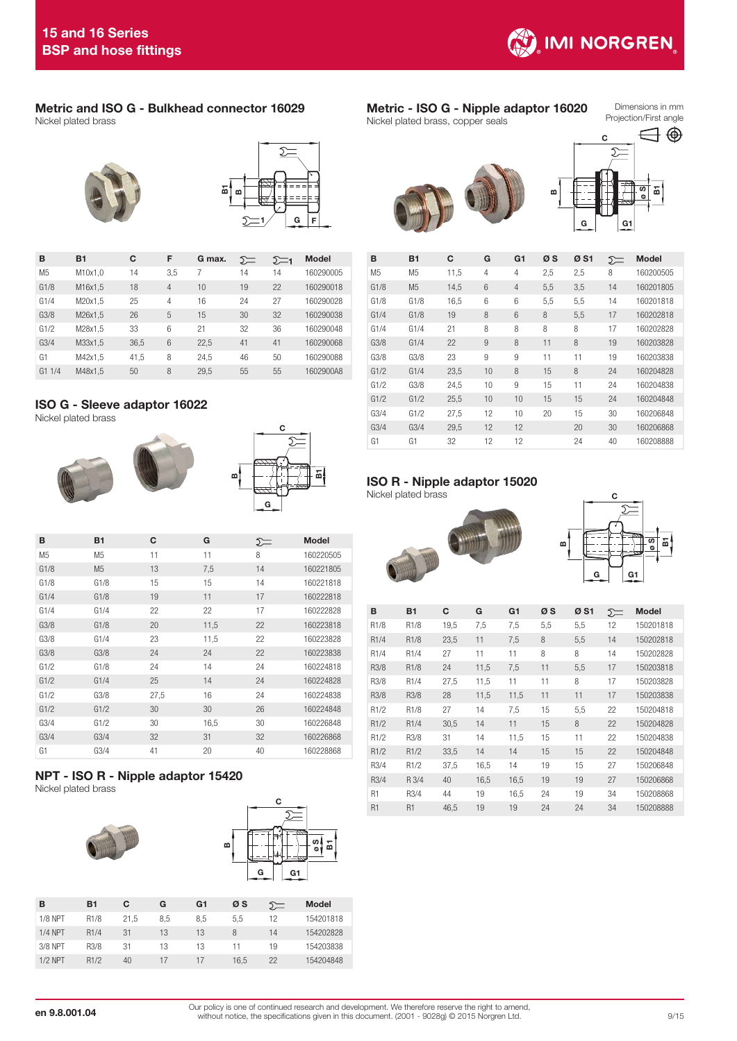## Metric and ISO G - Bulkhead connector 16029

Nickel plated brass

| B | B1 | C | F | G max. | ⟹ | ⟹1 | Model |
|---|---|---|---|---|---|---|---|
| M5 | M10x1,0 | 14 | 3,5 | 7 | 14 | 14 | 160290005 |
| G1/8 | M16x1,5 | 18 | 4 | 10 | 19 | 22 | 160290018 |
| G1/4 | M20x1,5 | 25 | 4 | 16 | 24 | 27 | 160290028 |
| G3/8 | M26x1,5 | 26 | 5 | 15 | 30 | 32 | 160290038 |
| G1/2 | M28x1,5 | 33 | 6 | 21 | 32 | 36 | 160290048 |
| G3/4 | M33x1,5 | 36,5 | 6 | 22,5 | 41 | 41 | 160290068 |
| G1 | M42x1,5 | 41,5 | 8 | 24,5 | 46 | 50 | 160290088 |
| G1 1/4 | M48x1,5 | 50 | 8 | 29,5 | 55 | 55 | 1602900A8 |

## ISO G - Sleeve adaptor 16022

Nickel plated brass

| B | B1 | C | G | ⟹ | Model |
|---|---|---|---|---|---|
| M5 | M5 | 11 | 11 | 8 | 160220505 |
| G1/8 | M5 | 13 | 7,5 | 14 | 160221805 |
| G1/8 | G1/8 | 15 | 15 | 14 | 160221818 |
| G1/4 | G1/8 | 19 | 11 | 17 | 160222818 |
| G1/4 | G1/4 | 22 | 22 | 17 | 160222828 |
| G3/8 | G1/8 | 20 | 11,5 | 22 | 160223818 |
| G3/8 | G1/4 | 23 | 11,5 | 22 | 160223828 |
| G3/8 | G3/8 | 24 | 24 | 22 | 160223838 |
| G1/2 | G1/8 | 24 | 14 | 24 | 160224818 |
| G1/2 | G1/4 | 25 | 14 | 24 | 160224828 |
| G1/2 | G3/8 | 27,5 | 16 | 24 | 160224838 |
| G1/2 | G1/2 | 30 | 30 | 26 | 160224848 |
| G3/4 | G1/2 | 30 | 16,5 | 30 | 160226848 |
| G3/4 | G3/4 | 32 | 31 | 32 | 160226868 |
| G1 | G3/4 | 41 | 20 | 40 | 160228868 |

## NPT - ISO R - Nipple adaptor 15420

Nickel plated brass

| B | B1 | C | G | G1 | Ø S | ⟹ | Model |
|---|---|---|---|---|---|---|---|
| 1/8 NPT | R1/8 | 21,5 | 8,5 | 8,5 | 5,5 | 12 | 154201818 |
| 1/4 NPT | R1/4 | 31 | 13 | 13 | 8 | 14 | 154202828 |
| 3/8 NPT | R3/8 | 31 | 13 | 13 | 11 | 19 | 154203838 |
| 1/2 NPT | R1/2 | 40 | 17 | 17 | 16,5 | 22 | 154204848 |

## Metric - ISO G - Nipple adaptor 16020

Nickel plated brass, copper seals

Dimensions in mm
Projection/First angle

| B | B1 | C | G | G1 | Ø S | Ø S1 | ⟹ | Model |
|---|---|---|---|---|---|---|---|---|
| M5 | M5 | 11,5 | 4 | 4 | 2,5 | 2,5 | 8 | 160200505 |
| G1/8 | M5 | 14,5 | 6 | 4 | 5,5 | 3,5 | 14 | 160201805 |
| G1/8 | G1/8 | 16,5 | 6 | 6 | 5,5 | 5,5 | 14 | 160201818 |
| G1/4 | G1/8 | 19 | 8 | 6 | 8 | 5,5 | 17 | 160202818 |
| G1/4 | G1/4 | 21 | 8 | 8 | 8 | 8 | 17 | 160202828 |
| G3/8 | G1/4 | 22 | 9 | 8 | 11 | 8 | 19 | 160203828 |
| G3/8 | G3/8 | 23 | 9 | 9 | 11 | 11 | 19 | 160203838 |
| G1/2 | G1/4 | 23,5 | 10 | 8 | 15 | 8 | 24 | 160204828 |
| G1/2 | G3/8 | 24,5 | 10 | 9 | 15 | 11 | 24 | 160204838 |
| G1/2 | G1/2 | 25,5 | 10 | 10 | 15 | 15 | 24 | 160204848 |
| G3/4 | G1/2 | 27,5 | 12 | 10 | 20 | 15 | 30 | 160206848 |
| G3/4 | G3/4 | 29,5 | 12 | 12 | | 20 | 30 | 160206868 |
| G1 | G1 | 32 | 12 | 12 | | 24 | 40 | 160208888 |

## ISO R - Nipple adaptor 15020

Nickel plated brass

| B | B1 | C | G | G1 | Ø S | Ø S1 | ⟹ | Model |
|---|---|---|---|---|---|---|---|---|
| R1/8 | R1/8 | 19,5 | 7,5 | 7,5 | 5,5 | 5,5 | 12 | 150201818 |
| R1/4 | R1/8 | 23,5 | 11 | 7,5 | 8 | 5,5 | 14 | 150202818 |
| R1/4 | R1/4 | 27 | 11 | 11 | 8 | 8 | 14 | 150202828 |
| R3/8 | R1/8 | 24 | 11,5 | 7,5 | 11 | 5,5 | 17 | 150203818 |
| R3/8 | R1/4 | 27,5 | 11,5 | 11 | 11 | 8 | 17 | 150203828 |
| R3/8 | R3/8 | 28 | 11,5 | 11,5 | 11 | 11 | 17 | 150203838 |
| R1/2 | R1/8 | 27 | 14 | 7,5 | 15 | 5,5 | 22 | 150204818 |
| R1/2 | R1/4 | 30,5 | 14 | 11 | 15 | 8 | 22 | 150204828 |
| R1/2 | R3/8 | 31 | 14 | 11,5 | 15 | 11 | 22 | 150204838 |
| R1/2 | R1/2 | 33,5 | 14 | 14 | 15 | 15 | 22 | 150204848 |
| R3/4 | R1/2 | 37,5 | 16,5 | 14 | 19 | 15 | 27 | 150206848 |
| R3/4 | R 3/4 | 40 | 16,5 | 16,5 | 19 | 19 | 27 | 150206868 |
| R1 | R3/4 | 44 | 19 | 16,5 | 24 | 19 | 34 | 150208868 |
| R1 | R1 | 46,5 | 19 | 19 | 24 | 24 | 34 | 150208888 |

Our policy is one of continued research and development. We therefore reserve the right to amend, without notice, the specifications given in this document. (2001 - 9028g) © 2015 Norgren Ltd.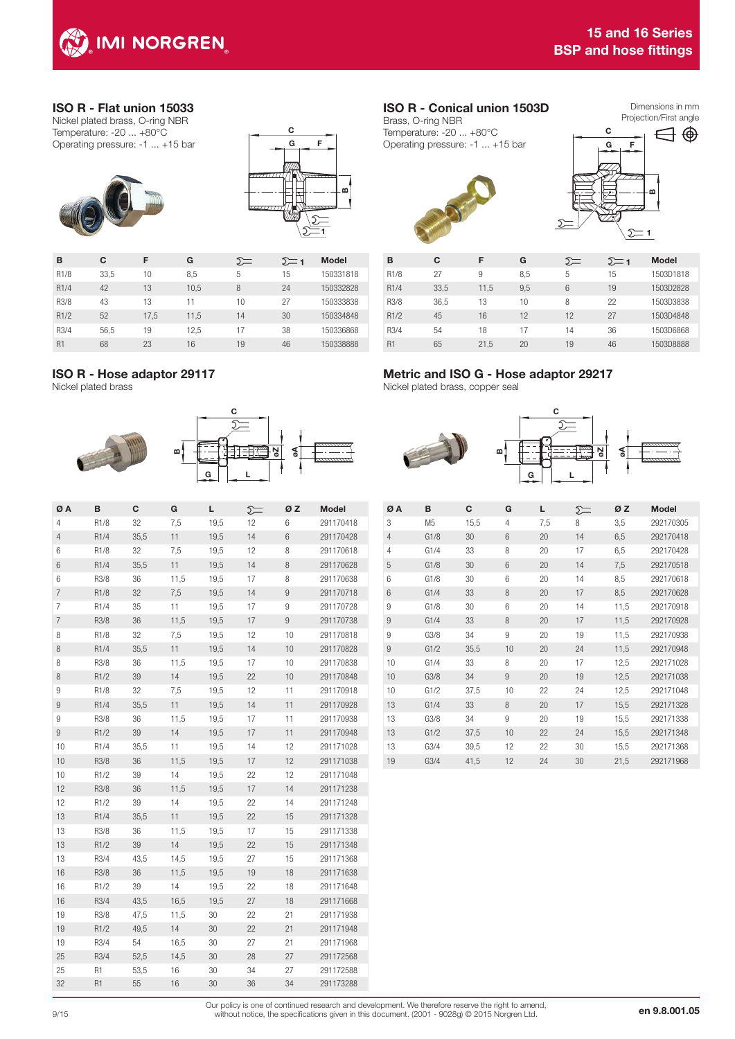## ISO R - Flat union 15033

Nickel plated brass, O-ring NBR
Temperature: -20 ... +80°C
Operating pressure: -1 ... +15 bar

| B | C | F | G | ⌴ | ⌴1 | Model |
|---|---|---|---|---|---|---|
| R1/8 | 33,5 | 10 | 8,5 | 5 | 15 | 150331818 |
| R1/4 | 42 | 13 | 10,5 | 8 | 24 | 150332828 |
| R3/8 | 43 | 13 | 11 | 10 | 27 | 150333838 |
| R1/2 | 52 | 17,5 | 11,5 | 14 | 30 | 150334848 |
| R3/4 | 56,5 | 19 | 12,5 | 17 | 38 | 150336868 |
| R1 | 68 | 23 | 16 | 19 | 46 | 150338888 |

## ISO R - Conical union 1503D

Brass, O-ring NBR
Temperature: -20 ... +80°C
Operating pressure: -1 ... +15 bar

Dimensions in mm
Projection/First angle

| B | C | F | G | ⌴ | ⌴1 | Model |
|---|---|---|---|---|---|---|
| R1/8 | 27 | 9 | 8,5 | 5 | 15 | 1503D1818 |
| R1/4 | 33,5 | 11,5 | 9,5 | 6 | 19 | 1503D2828 |
| R3/8 | 36,5 | 13 | 10 | 8 | 22 | 1503D3838 |
| R1/2 | 45 | 16 | 12 | 12 | 27 | 1503D4848 |
| R3/4 | 54 | 18 | 17 | 14 | 36 | 1503D6868 |
| R1 | 65 | 21,5 | 20 | 19 | 46 | 1503D8888 |

## ISO R - Hose adaptor 29117

Nickel plated brass

| Ø A | B | C | G | L | ⌴ | Ø Z | Model |
|---|---|---|---|---|---|---|---|
| 4 | R1/8 | 32 | 7,5 | 19,5 | 12 | 6 | 291170418 |
| 4 | R1/4 | 35,5 | 11 | 19,5 | 14 | 6 | 291170428 |
| 6 | R1/8 | 32 | 7,5 | 19,5 | 12 | 8 | 291170618 |
| 6 | R1/4 | 35,5 | 11 | 19,5 | 14 | 8 | 291170628 |
| 6 | R3/8 | 36 | 11,5 | 19,5 | 17 | 8 | 291170638 |
| 7 | R1/8 | 32 | 7,5 | 19,5 | 14 | 9 | 291170718 |
| 7 | R1/4 | 35 | 11 | 19,5 | 17 | 9 | 291170728 |
| 7 | R3/8 | 36 | 11,5 | 19,5 | 17 | 9 | 291170738 |
| 8 | R1/8 | 32 | 7,5 | 19,5 | 12 | 10 | 291170818 |
| 8 | R1/4 | 35,5 | 11 | 19,5 | 14 | 10 | 291170828 |
| 8 | R3/8 | 36 | 11,5 | 19,5 | 17 | 10 | 291170838 |
| 8 | R1/2 | 39 | 14 | 19,5 | 22 | 10 | 291170848 |
| 9 | R1/8 | 32 | 7,5 | 19,5 | 12 | 11 | 291170918 |
| 9 | R1/4 | 35,5 | 11 | 19,5 | 14 | 11 | 291170928 |
| 9 | R3/8 | 36 | 11,5 | 19,5 | 17 | 11 | 291170938 |
| 9 | R1/2 | 39 | 14 | 19,5 | 17 | 11 | 291170948 |
| 10 | R1/4 | 35,5 | 11 | 19,5 | 14 | 12 | 291171028 |
| 10 | R3/8 | 36 | 11,5 | 19,5 | 17 | 12 | 291171038 |
| 10 | R1/2 | 39 | 14 | 19,5 | 22 | 12 | 291171048 |
| 12 | R3/8 | 36 | 11,5 | 19,5 | 17 | 14 | 291171238 |
| 12 | R1/2 | 39 | 14 | 19,5 | 22 | 14 | 291171248 |
| 13 | R1/4 | 35,5 | 11 | 19,5 | 22 | 15 | 291171328 |
| 13 | R3/8 | 36 | 11,5 | 19,5 | 17 | 15 | 291171338 |
| 13 | R1/2 | 39 | 14 | 19,5 | 22 | 15 | 291171348 |
| 13 | R3/4 | 43,5 | 14,5 | 19,5 | 27 | 15 | 291171368 |
| 16 | R3/8 | 36 | 11,5 | 19,5 | 19 | 18 | 291171638 |
| 16 | R1/2 | 39 | 14 | 19,5 | 22 | 18 | 291171648 |
| 16 | R3/4 | 43,5 | 16,5 | 19,5 | 27 | 18 | 291171668 |
| 19 | R3/8 | 47,5 | 11,5 | 30 | 22 | 21 | 291171938 |
| 19 | R1/2 | 49,5 | 14 | 30 | 22 | 21 | 291171948 |
| 19 | R3/4 | 54 | 16,5 | 30 | 27 | 21 | 291171968 |
| 25 | R3/4 | 52,5 | 14,5 | 30 | 28 | 27 | 291172568 |
| 25 | R1 | 53,5 | 16 | 30 | 34 | 27 | 291172588 |
| 32 | R1 | 55 | 16 | 30 | 36 | 34 | 291173288 |

## Metric and ISO G - Hose adaptor 29217

Nickel plated brass, copper seal

| Ø A | B | C | G | L | ⌴ | Ø Z | Model |
|---|---|---|---|---|---|---|---|
| 3 | M5 | 15,5 | 4 | 7,5 | 8 | 3,5 | 292170305 |
| 4 | G1/8 | 30 | 6 | 20 | 14 | 6,5 | 292170418 |
| 4 | G1/4 | 33 | 8 | 20 | 17 | 6,5 | 292170428 |
| 5 | G1/8 | 30 | 6 | 20 | 14 | 7,5 | 292170518 |
| 6 | G1/8 | 30 | 6 | 20 | 14 | 8,5 | 292170618 |
| 6 | G1/4 | 33 | 8 | 20 | 17 | 8,5 | 292170628 |
| 9 | G1/8 | 30 | 6 | 20 | 14 | 11,5 | 292170918 |
| 9 | G1/4 | 33 | 8 | 20 | 17 | 11,5 | 292170928 |
| 9 | G3/8 | 34 | 9 | 20 | 19 | 11,5 | 292170938 |
| 9 | G1/2 | 35,5 | 10 | 20 | 24 | 11,5 | 292170948 |
| 10 | G1/4 | 33 | 8 | 20 | 17 | 12,5 | 292171028 |
| 10 | G3/8 | 34 | 9 | 20 | 19 | 12,5 | 292171038 |
| 10 | G1/2 | 37,5 | 10 | 22 | 24 | 12,5 | 292171048 |
| 13 | G1/4 | 33 | 8 | 20 | 17 | 15,5 | 292171328 |
| 13 | G3/8 | 34 | 9 | 20 | 19 | 15,5 | 292171338 |
| 13 | G1/2 | 37,5 | 10 | 22 | 24 | 15,5 | 292171348 |
| 13 | G3/4 | 39,5 | 12 | 22 | 30 | 15,5 | 292171368 |
| 19 | G3/4 | 41,5 | 12 | 24 | 30 | 21,5 | 292171968 |

Our policy is one of continued research and development. We therefore reserve the right to amend, without notice, the specifications given in this document. (2001 - 9028g) © 2015 Norgren Ltd.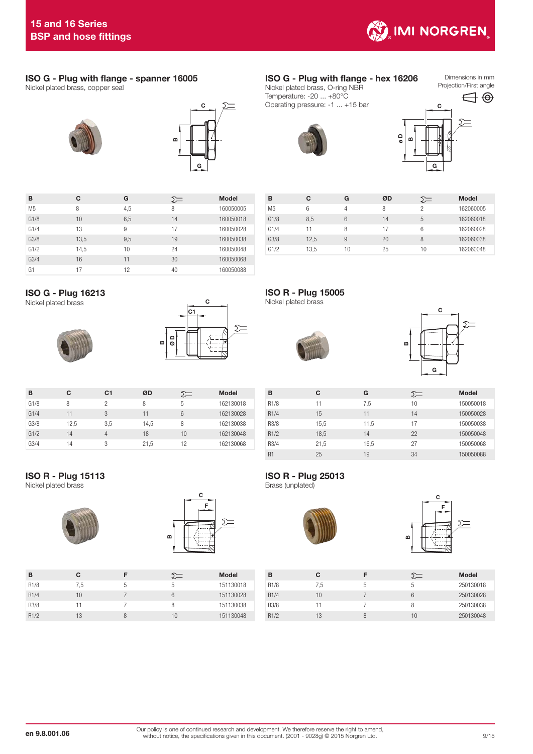## ISO G - Plug with flange - spanner 16005

Nickel plated brass, copper seal

| B | C | G | Spanner | Model |
|---|---|---|---|---|
| M5 | 8 | 4,5 | 8 | 160050005 |
| G1/8 | 10 | 6,5 | 14 | 160050018 |
| G1/4 | 13 | 9 | 17 | 160050028 |
| G3/8 | 13,5 | 9,5 | 19 | 160050038 |
| G1/2 | 14,5 | 10 | 24 | 160050048 |
| G3/4 | 16 | 11 | 30 | 160050068 |
| G1 | 17 | 12 | 40 | 160050088 |

## ISO G - Plug with flange - hex 16206

Nickel plated brass, O-ring NBR
Temperature: -20 ... +80°C
Operating pressure: -1 ... +15 bar

Dimensions in mm
Projection/First angle

| B | C | G | ØD | Spanner | Model |
|---|---|---|---|---|---|
| M5 | 6 | 4 | 8 | 2 | 162060005 |
| G1/8 | 8,5 | 6 | 14 | 5 | 162060018 |
| G1/4 | 11 | 8 | 17 | 6 | 162060028 |
| G3/8 | 12,5 | 9 | 20 | 8 | 162060038 |
| G1/2 | 13,5 | 10 | 25 | 10 | 162060048 |

## ISO G - Plug 16213

Nickel plated brass

| B | C | C1 | ØD | Spanner | Model |
|---|---|---|---|---|---|
| G1/8 | 8 | 2 | 8 | 5 | 162130018 |
| G1/4 | 11 | 3 | 11 | 6 | 162130028 |
| G3/8 | 12,5 | 3,5 | 14,5 | 8 | 162130038 |
| G1/2 | 14 | 4 | 18 | 10 | 162130048 |
| G3/4 | 14 | 3 | 21,5 | 12 | 162130068 |

## ISO R - Plug 15005

Nickel plated brass

| B | C | G | Spanner | Model |
|---|---|---|---|---|
| R1/8 | 11 | 7,5 | 10 | 150050018 |
| R1/4 | 15 | 11 | 14 | 150050028 |
| R3/8 | 15,5 | 11,5 | 17 | 150050038 |
| R1/2 | 18,5 | 14 | 22 | 150050048 |
| R3/4 | 21,5 | 16,5 | 27 | 150050068 |
| R1 | 25 | 19 | 34 | 150050088 |

## ISO R - Plug 15113

Nickel plated brass

| B | C | F | Spanner | Model |
|---|---|---|---|---|
| R1/8 | 7,5 | 5 | 5 | 151130018 |
| R1/4 | 10 | 7 | 6 | 151130028 |
| R3/8 | 11 | 7 | 8 | 151130038 |
| R1/2 | 13 | 8 | 10 | 151130048 |

## ISO R - Plug 25013

Brass (unplated)

| B | C | F | Spanner | Model |
|---|---|---|---|---|
| R1/8 | 7,5 | 5 | 5 | 250130018 |
| R1/4 | 10 | 7 | 6 | 250130028 |
| R3/8 | 11 | 7 | 8 | 250130038 |
| R1/2 | 13 | 8 | 10 | 250130048 |

Our policy is one of continued research and development. We therefore reserve the right to amend, without notice, the specifications given in this document. (2001 - 9028g) © 2015 Norgren Ltd.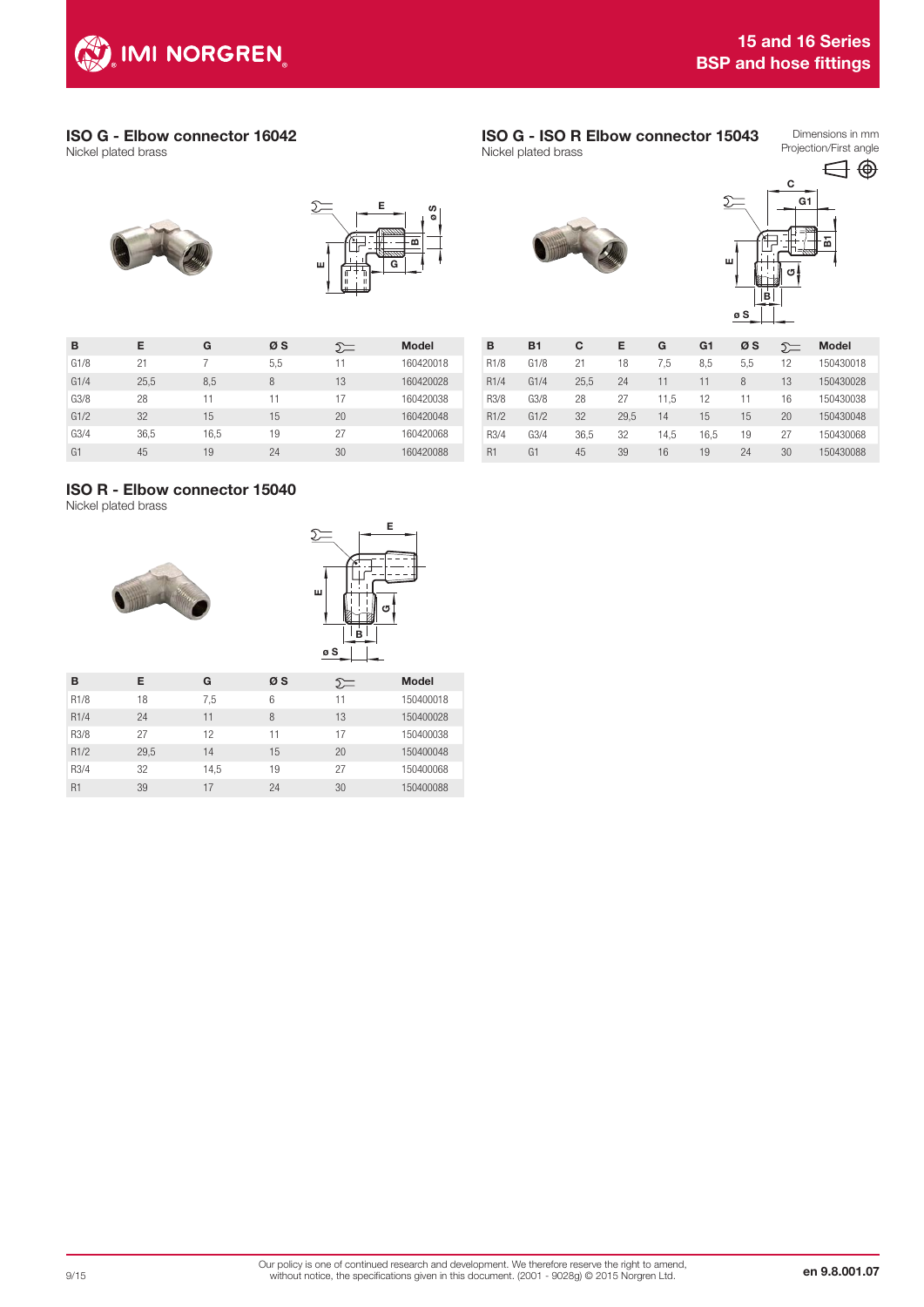## ISO G - Elbow connector 16042

Nickel plated brass

| B | E | G | Ø S | Wrench | Model |
|---|---|---|---|---|---|
| G1/8 | 21 | 7 | 5,5 | 11 | 160420018 |
| G1/4 | 25,5 | 8,5 | 8 | 13 | 160420028 |
| G3/8 | 28 | 11 | 11 | 17 | 160420038 |
| G1/2 | 32 | 15 | 15 | 20 | 160420048 |
| G3/4 | 36,5 | 16,5 | 19 | 27 | 160420068 |
| G1 | 45 | 19 | 24 | 30 | 160420088 |

## ISO G - ISO R Elbow connector 15043

Nickel plated brass

Dimensions in mm
Projection/First angle

| B | B1 | C | E | G | G1 | Ø S | Wrench | Model |
|---|---|---|---|---|---|---|---|---|
| R1/8 | G1/8 | 21 | 18 | 7,5 | 8,5 | 5,5 | 12 | 150430018 |
| R1/4 | G1/4 | 25,5 | 24 | 11 | 11 | 8 | 13 | 150430028 |
| R3/8 | G3/8 | 28 | 27 | 11,5 | 12 | 11 | 16 | 150430038 |
| R1/2 | G1/2 | 32 | 29,5 | 14 | 15 | 15 | 20 | 150430048 |
| R3/4 | G3/4 | 36,5 | 32 | 14,5 | 16,5 | 19 | 27 | 150430068 |
| R1 | G1 | 45 | 39 | 16 | 19 | 24 | 30 | 150430088 |

## ISO R - Elbow connector 15040

Nickel plated brass

| B | E | G | Ø S | Wrench | Model |
|---|---|---|---|---|---|
| R1/8 | 18 | 7,5 | 6 | 11 | 150400018 |
| R1/4 | 24 | 11 | 8 | 13 | 150400028 |
| R3/8 | 27 | 12 | 11 | 17 | 150400038 |
| R1/2 | 29,5 | 14 | 15 | 20 | 150400048 |
| R3/4 | 32 | 14,5 | 19 | 27 | 150400068 |
| R1 | 39 | 17 | 24 | 30 | 150400088 |

Our policy is one of continued research and development. We therefore reserve the right to amend, without notice, the specifications given in this document. (2001 - 9028g) © 2015 Norgren Ltd.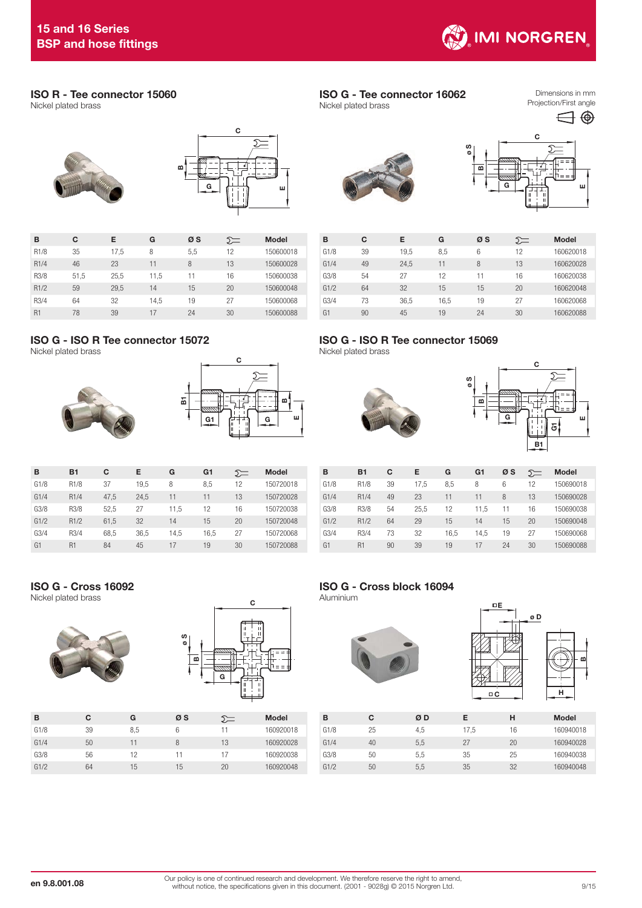# 15 and 16 Series
## BSP and hose fittings

Dimensions in mm
Projection/First angle

### ISO R - Tee connector 15060
Nickel plated brass

| B | C | E | G | Ø S | ⟹ | Model |
|---|---|---|---|---|---|---|
| R1/8 | 35 | 17,5 | 8 | 5,5 | 12 | 150600018 |
| R1/4 | 46 | 23 | 11 | 8 | 13 | 150600028 |
| R3/8 | 51,5 | 25,5 | 11,5 | 11 | 16 | 150600038 |
| R1/2 | 59 | 29,5 | 14 | 15 | 20 | 150600048 |
| R3/4 | 64 | 32 | 14,5 | 19 | 27 | 150600068 |
| R1 | 78 | 39 | 17 | 24 | 30 | 150600088 |

### ISO G - Tee connector 16062
Nickel plated brass

| B | C | E | G | Ø S | ⟹ | Model |
|---|---|---|---|---|---|---|
| G1/8 | 39 | 19,5 | 8,5 | 6 | 12 | 160620018 |
| G1/4 | 49 | 24,5 | 11 | 8 | 13 | 160620028 |
| G3/8 | 54 | 27 | 12 | 11 | 16 | 160620038 |
| G1/2 | 64 | 32 | 15 | 15 | 20 | 160620048 |
| G3/4 | 73 | 36,5 | 16,5 | 19 | 27 | 160620068 |
| G1 | 90 | 45 | 19 | 24 | 30 | 160620088 |

### ISO G - ISO R Tee connector 15072
Nickel plated brass

| B | B1 | C | E | G | G1 | ⟹ | Model |
|---|---|---|---|---|---|---|---|
| G1/8 | R1/8 | 37 | 19,5 | 8 | 8,5 | 12 | 150720018 |
| G1/4 | R1/4 | 47,5 | 24,5 | 11 | 11 | 13 | 150720028 |
| G3/8 | R3/8 | 52,5 | 27 | 11,5 | 12 | 16 | 150720038 |
| G1/2 | R1/2 | 61,5 | 32 | 14 | 15 | 20 | 150720048 |
| G3/4 | R3/4 | 68,5 | 36,5 | 14,5 | 16,5 | 27 | 150720068 |
| G1 | R1 | 84 | 45 | 17 | 19 | 30 | 150720088 |

### ISO G - ISO R Tee connector 15069
Nickel plated brass

| B | B1 | C | E | G | G1 | Ø S | ⟹ | Model |
|---|---|---|---|---|---|---|---|---|
| G1/8 | R1/8 | 39 | 17,5 | 8,5 | 8 | 6 | 12 | 150690018 |
| G1/4 | R1/4 | 49 | 23 | 11 | 11 | 8 | 13 | 150690028 |
| G3/8 | R3/8 | 54 | 25,5 | 12 | 11,5 | 11 | 16 | 150690038 |
| G1/2 | R1/2 | 64 | 29 | 15 | 14 | 15 | 20 | 150690048 |
| G3/4 | R3/4 | 73 | 32 | 16,5 | 14,5 | 19 | 27 | 150690068 |
| G1 | R1 | 90 | 39 | 19 | 17 | 24 | 30 | 150690088 |

### ISO G - Cross 16092
Nickel plated brass

| B | C | G | Ø S | ⟹ | Model |
|---|---|---|---|---|---|
| G1/8 | 39 | 8,5 | 6 | 11 | 160920018 |
| G1/4 | 50 | 11 | 8 | 13 | 160920028 |
| G3/8 | 56 | 12 | 11 | 17 | 160920038 |
| G1/2 | 64 | 15 | 15 | 20 | 160920048 |

### ISO G - Cross block 16094
Aluminium

| B | C | Ø D | E | H | Model |
|---|---|---|---|---|---|
| G1/8 | 25 | 4,5 | 17,5 | 16 | 160940018 |
| G1/4 | 40 | 5,5 | 27 | 20 | 160940028 |
| G3/8 | 50 | 5,5 | 35 | 25 | 160940038 |
| G1/2 | 50 | 5,5 | 35 | 32 | 160940048 |

en 9.8.001.08

Our policy is one of continued research and development. We therefore reserve the right to amend, without notice, the specifications given in this document. (2001 - 9028g) © 2015 Norgren Ltd.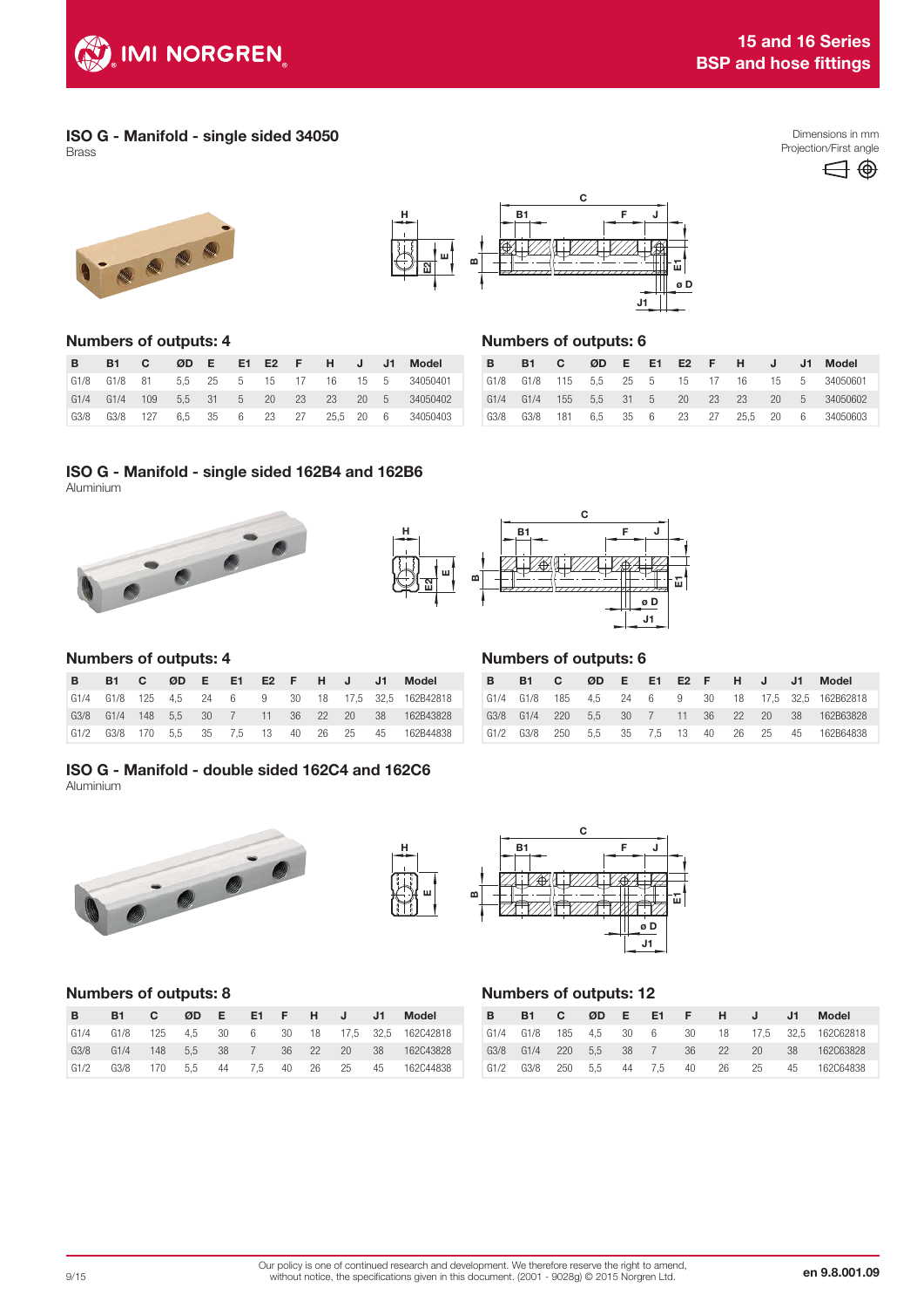## ISO G - Manifold - single sided 34050

Brass

Dimensions in mm
Projection/First angle

### Numbers of outputs: 4

| B | B1 | C | ØD | E | E1 | E2 | F | H | J | J1 | Model |
|---|---|---|---|---|---|---|---|---|---|---|---|
| G1/8 | G1/8 | 81 | 5,5 | 25 | 5 | 15 | 17 | 16 | 15 | 5 | 34050401 |
| G1/4 | G1/4 | 109 | 5,5 | 31 | 5 | 20 | 23 | 23 | 20 | 5 | 34050402 |
| G3/8 | G3/8 | 127 | 6,5 | 35 | 6 | 23 | 27 | 25,5 | 20 | 6 | 34050403 |

### Numbers of outputs: 6

| B | B1 | C | ØD | E | E1 | E2 | F | H | J | J1 | Model |
|---|---|---|---|---|---|---|---|---|---|---|---|
| G1/8 | G1/8 | 115 | 5,5 | 25 | 5 | 15 | 17 | 16 | 15 | 5 | 34050601 |
| G1/4 | G1/4 | 155 | 5,5 | 31 | 5 | 20 | 23 | 23 | 20 | 5 | 34050602 |
| G3/8 | G3/8 | 181 | 6,5 | 35 | 6 | 23 | 27 | 25,5 | 20 | 6 | 34050603 |

## ISO G - Manifold - single sided 162B4 and 162B6

Aluminium

### Numbers of outputs: 4

| B | B1 | C | ØD | E | E1 | E2 | F | H | J | J1 | Model |
|---|---|---|---|---|---|---|---|---|---|---|---|
| G1/4 | G1/8 | 125 | 4,5 | 24 | 6 | 9 | 30 | 18 | 17,5 | 32,5 | 162B42818 |
| G3/8 | G1/4 | 148 | 5,5 | 30 | 7 | 11 | 36 | 22 | 20 | 38 | 162B43828 |
| G1/2 | G3/8 | 170 | 5,5 | 35 | 7,5 | 13 | 40 | 26 | 25 | 45 | 162B44838 |

### Numbers of outputs: 6

| B | B1 | C | ØD | E | E1 | E2 | F | H | J | J1 | Model |
|---|---|---|---|---|---|---|---|---|---|---|---|
| G1/4 | G1/8 | 185 | 4,5 | 24 | 6 | 9 | 30 | 18 | 17,5 | 32,5 | 162B62818 |
| G1/4 | G1/4 | 220 | 5,5 | 30 | 7 | 11 | 36 | 22 | 20 | 38 | 162B63828 |
| G1/2 | G3/8 | 250 | 5,5 | 35 | 7,5 | 13 | 40 | 26 | 25 | 45 | 162B64838 |

## ISO G - Manifold - double sided 162C4 and 162C6

Aluminium

### Numbers of outputs: 8

| B | B1 | C | ØD | E | E1 | F | H | J | J1 | Model |
|---|---|---|---|---|---|---|---|---|---|---|
| G1/4 | G1/8 | 125 | 4,5 | 30 | 6 | 30 | 18 | 17,5 | 32,5 | 162C42818 |
| G3/8 | G1/4 | 148 | 5,5 | 38 | 7 | 36 | 22 | 20 | 38 | 162C43828 |
| G1/2 | G3/8 | 170 | 5,5 | 44 | 7,5 | 40 | 26 | 25 | 45 | 162C44838 |

### Numbers of outputs: 12

| B | B1 | C | ØD | E | E1 | F | H | J | J1 | Model |
|---|---|---|---|---|---|---|---|---|---|---|
| G1/4 | G1/8 | 185 | 4,5 | 30 | 6 | 30 | 18 | 17,5 | 32,5 | 162C62818 |
| G3/8 | G1/4 | 220 | 5,5 | 38 | 7 | 36 | 22 | 20 | 38 | 162C63828 |
| G1/2 | G3/8 | 250 | 5,5 | 44 | 7,5 | 40 | 26 | 25 | 45 | 162C64838 |

Our policy is one of continued research and development. We therefore reserve the right to amend, without notice, the specifications given in this document. (2001 - 9028g) © 2015 Norgren Ltd.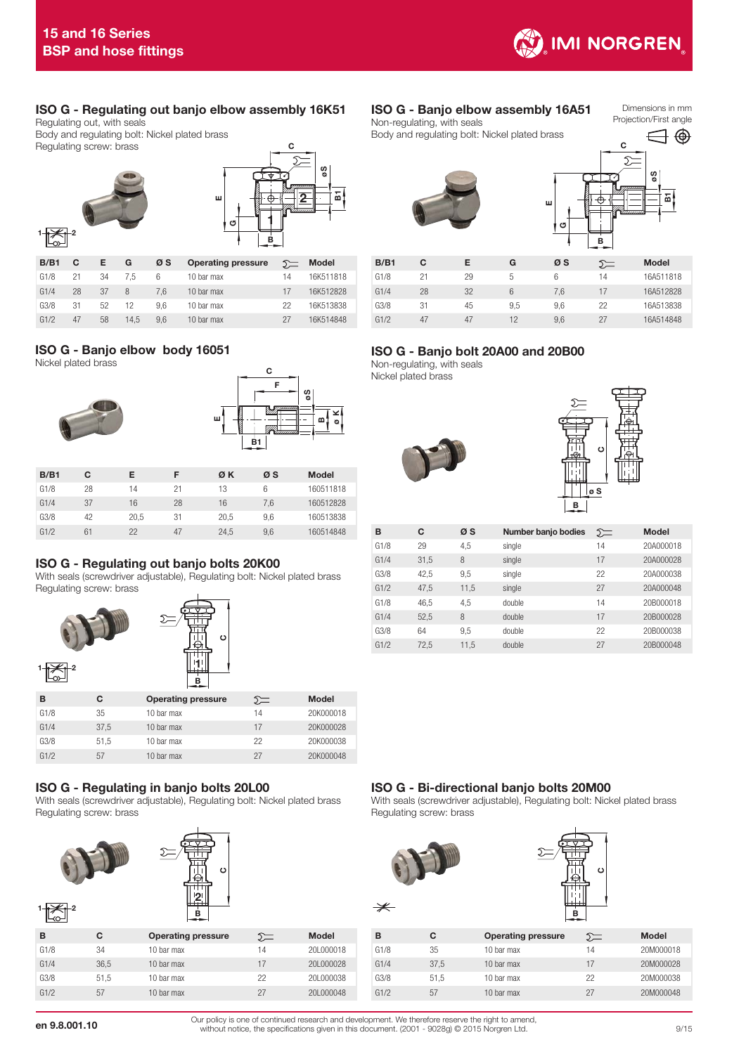Dimensions in mm
Projection/First angle

## ISO G - Regulating out banjo elbow assembly 16K51

Regulating out, with seals
Body and regulating bolt: Nickel plated brass
Regulating screw: brass

| B/B1 | C | E | G | Ø S | Operating pressure | ⟹ | Model |
|---|---|---|---|---|---|---|---|
| G1/8 | 21 | 34 | 7,5 | 6 | 10 bar max | 14 | 16K511818 |
| G1/4 | 28 | 37 | 8 | 7,6 | 10 bar max | 17 | 16K512828 |
| G3/8 | 31 | 52 | 12 | 9,6 | 10 bar max | 22 | 16K513838 |
| G1/2 | 47 | 58 | 14,5 | 9,6 | 10 bar max | 27 | 16K514848 |

## ISO G - Banjo elbow assembly 16A51

Non-regulating, with seals
Body and regulating bolt: Nickel plated brass

| B/B1 | C | E | G | Ø S | ⟹ | Model |
|---|---|---|---|---|---|---|
| G1/8 | 21 | 29 | 5 | 6 | 14 | 16A511818 |
| G1/4 | 28 | 32 | 6 | 7,6 | 17 | 16A512828 |
| G3/8 | 31 | 45 | 9,5 | 9,6 | 22 | 16A513838 |
| G1/2 | 47 | 47 | 12 | 9,6 | 27 | 16A514848 |

## ISO G - Banjo elbow body 16051

Nickel plated brass

| B/B1 | C | E | F | Ø K | Ø S | Model |
|---|---|---|---|---|---|---|
| G1/8 | 28 | 14 | 21 | 13 | 6 | 160511818 |
| G1/4 | 37 | 16 | 28 | 16 | 7,6 | 160512828 |
| G3/8 | 42 | 20,5 | 31 | 20,5 | 9,6 | 160513838 |
| G1/2 | 61 | 22 | 47 | 24,5 | 9,6 | 160514848 |

## ISO G - Banjo bolt 20A00 and 20B00

Non-regulating, with seals
Nickel plated brass

| B | C | Ø S | Number banjo bodies | ⟹ | Model |
|---|---|---|---|---|---|
| G1/8 | 29 | 4,5 | single | 14 | 20A000018 |
| G1/4 | 31,5 | 8 | single | 17 | 20A000028 |
| G3/8 | 42,5 | 9,5 | single | 22 | 20A000038 |
| G1/2 | 47,5 | 11,5 | single | 27 | 20A000048 |
| G1/8 | 46,5 | 4,5 | double | 14 | 20B000018 |
| G1/4 | 52,5 | 8 | double | 17 | 20B000028 |
| G3/8 | 64 | 9,5 | double | 22 | 20B000038 |
| G1/2 | 72,5 | 11,5 | double | 27 | 20B000048 |

## ISO G - Regulating out banjo bolts 20K00

With seals (screwdriver adjustable), Regulating bolt: Nickel plated brass
Regulating screw: brass

| B | C | Operating pressure | ⟹ | Model |
|---|---|---|---|---|
| G1/8 | 35 | 10 bar max | 14 | 20K000018 |
| G1/4 | 37,5 | 10 bar max | 17 | 20K000028 |
| G3/8 | 51,5 | 10 bar max | 22 | 20K000038 |
| G1/2 | 57 | 10 bar max | 27 | 20K000048 |

## ISO G - Regulating in banjo bolts 20L00

With seals (screwdriver adjustable), Regulating bolt: Nickel plated brass
Regulating screw: brass

| B | C | Operating pressure | ⟹ | Model |
|---|---|---|---|---|
| G1/8 | 34 | 10 bar max | 14 | 20L000018 |
| G1/4 | 36,5 | 10 bar max | 17 | 20L000028 |
| G3/8 | 51,5 | 10 bar max | 22 | 20L000038 |
| G1/2 | 57 | 10 bar max | 27 | 20L000048 |

## ISO G - Bi-directional banjo bolts 20M00

With seals (screwdriver adjustable), Regulating bolt: Nickel plated brass
Regulating screw: brass

| B | C | Operating pressure | ⟹ | Model |
|---|---|---|---|---|
| G1/8 | 35 | 10 bar max | 14 | 20M000018 |
| G1/4 | 37,5 | 10 bar max | 17 | 20M000028 |
| G3/8 | 51,5 | 10 bar max | 22 | 20M000038 |
| G1/2 | 57 | 10 bar max | 27 | 20M000048 |

Our policy is one of continued research and development. We therefore reserve the right to amend, without notice, the specifications given in this document. (2001 - 9028g) © 2015 Norgren Ltd.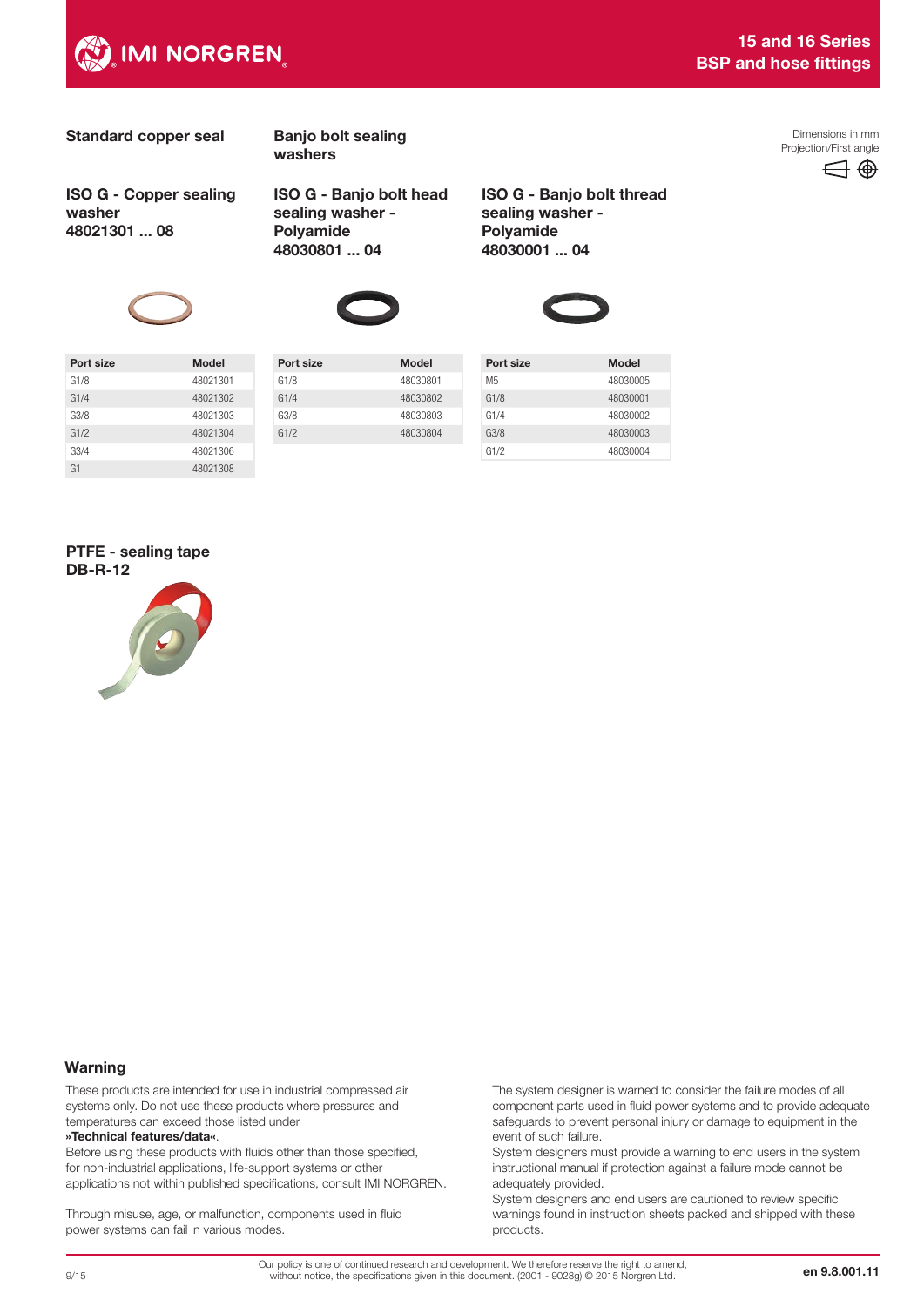Dimensions in mm
Projection/First angle

## Standard copper seal

### ISO G - Copper sealing washer 48021301 ... 08

| Port size | Model |
|---|---|
| G1/8 | 48021301 |
| G1/4 | 48021302 |
| G3/8 | 48021303 |
| G1/2 | 48021304 |
| G3/4 | 48021306 |
| G1 | 48021308 |

## Banjo bolt sealing washers

### ISO G - Banjo bolt head sealing washer - Polyamide 48030801 ... 04

| Port size | Model |
|---|---|
| G1/8 | 48030801 |
| G1/4 | 48030802 |
| G3/8 | 48030803 |
| G1/2 | 48030804 |

### ISO G - Banjo bolt thread sealing washer - Polyamide 48030001 ... 04

| Port size | Model |
|---|---|
| M5 | 48030005 |
| G1/8 | 48030001 |
| G1/4 | 48030002 |
| G3/8 | 48030003 |
| G1/2 | 48030004 |

## PTFE - sealing tape DB-R-12

## Warning

These products are intended for use in industrial compressed air systems only. Do not use these products where pressures and temperatures can exceed those listed under **»Technical features/data«**.
Before using these products with fluids other than those specified, for non-industrial applications, life-support systems or other applications not within published specifications, consult IMI NORGREN.

Through misuse, age, or malfunction, components used in fluid power systems can fail in various modes.

The system designer is warned to consider the failure modes of all component parts used in fluid power systems and to provide adequate safeguards to prevent personal injury or damage to equipment in the event of such failure.
System designers must provide a warning to end users in the system instructional manual if protection against a failure mode cannot be adequately provided.
System designers and end users are cautioned to review specific warnings found in instruction sheets packed and shipped with these products.

Our policy is one of continued research and development. We therefore reserve the right to amend, without notice, the specifications given in this document. (2001 - 9028g) © 2015 Norgren Ltd.